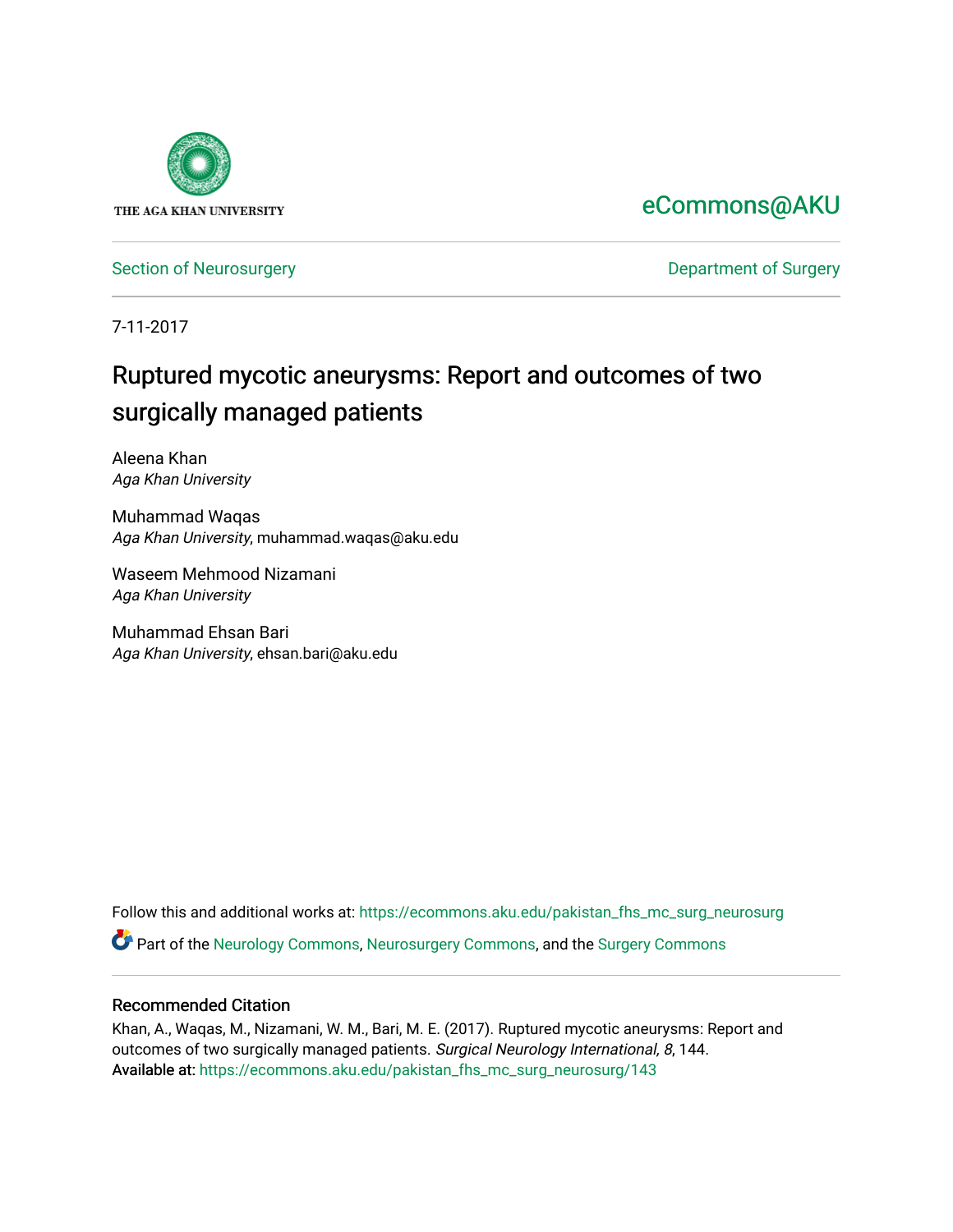THE AGA KHAN UNIVERSITY

eCommons@AKU

Section of Neurosurgery | Department of Surgery

7-11-2017

# Ruptured mycotic aneurysms: Report and outcomes of two surgically managed patients

Aleena Khan
*Aga Khan University*

Muhammad Waqas
*Aga Khan University*, muhammad.waqas@aku.edu

Waseem Mehmood Nizamani
*Aga Khan University*

Muhammad Ehsan Bari
*Aga Khan University*, ehsan.bari@aku.edu

Follow this and additional works at: https://ecommons.aku.edu/pakistan_fhs_mc_surg_neurosurg

Part of the Neurology Commons, Neurosurgery Commons, and the Surgery Commons

## Recommended Citation

Khan, A., Waqas, M., Nizamani, W. M., Bari, M. E. (2017). Ruptured mycotic aneurysms: Report and outcomes of two surgically managed patients. *Surgical Neurology International, 8*, 144.
Available at: https://ecommons.aku.edu/pakistan_fhs_mc_surg_neurosurg/143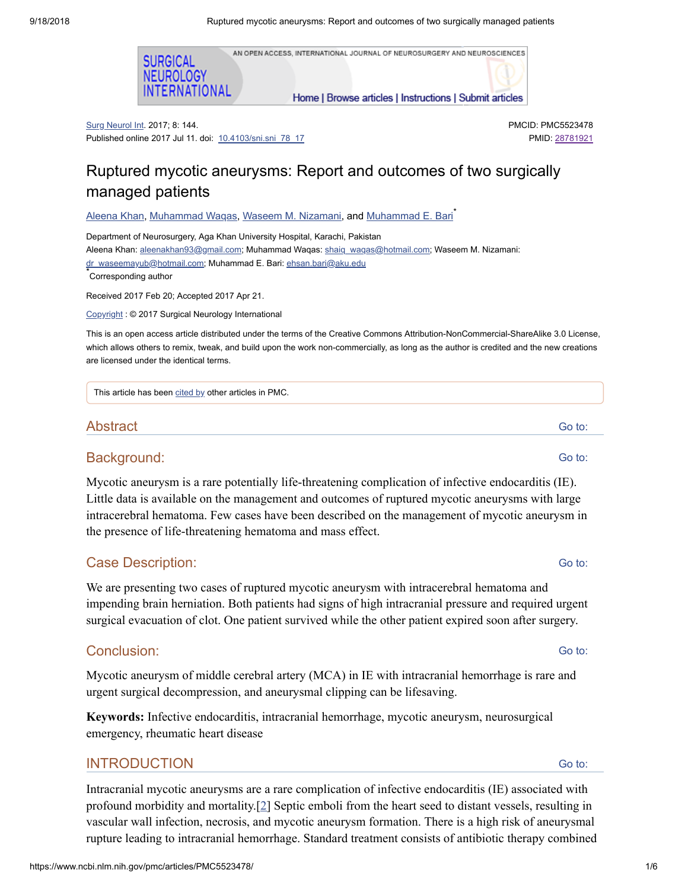# Ruptured mycotic aneurysms: Report and outcomes of two surgically managed patients

Surg Neurol Int. 2017; 8: 144.
Published online 2017 Jul 11. doi: 10.4103/sni.sni_78_17

PMCID: PMC5523478
PMID: 28781921

Aleena Khan, Muhammad Waqas, Waseem M. Nizamani, and Muhammad E. Bari*

Department of Neurosurgery, Aga Khan University Hospital, Karachi, Pakistan
Aleena Khan: aleenakhan93@gmail.com; Muhammad Waqas: shaiq_waqas@hotmail.com; Waseem M. Nizamani: dr_waseemayub@hotmail.com; Muhammad E. Bari: ehsan.bari@aku.edu
*Corresponding author

Received 2017 Feb 20; Accepted 2017 Apr 21.

Copyright : © 2017 Surgical Neurology International

This is an open access article distributed under the terms of the Creative Commons Attribution-NonCommercial-ShareAlike 3.0 License, which allows others to remix, tweak, and build upon the work non-commercially, as long as the author is credited and the new creations are licensed under the identical terms.

This article has been cited by other articles in PMC.

## Abstract

### Background:

Mycotic aneurysm is a rare potentially life-threatening complication of infective endocarditis (IE). Little data is available on the management and outcomes of ruptured mycotic aneurysms with large intracerebral hematoma. Few cases have been described on the management of mycotic aneurysm in the presence of life-threatening hematoma and mass effect.

### Case Description:

We are presenting two cases of ruptured mycotic aneurysm with intracerebral hematoma and impending brain herniation. Both patients had signs of high intracranial pressure and required urgent surgical evacuation of clot. One patient survived while the other patient expired soon after surgery.

### Conclusion:

Mycotic aneurysm of middle cerebral artery (MCA) in IE with intracranial hemorrhage is rare and urgent surgical decompression, and aneurysmal clipping can be lifesaving.

**Keywords:** Infective endocarditis, intracranial hemorrhage, mycotic aneurysm, neurosurgical emergency, rheumatic heart disease

## INTRODUCTION

Intracranial mycotic aneurysms are a rare complication of infective endocarditis (IE) associated with profound morbidity and mortality.[2] Septic emboli from the heart seed to distant vessels, resulting in vascular wall infection, necrosis, and mycotic aneurysm formation. There is a high risk of aneurysmal rupture leading to intracranial hemorrhage. Standard treatment consists of antibiotic therapy combined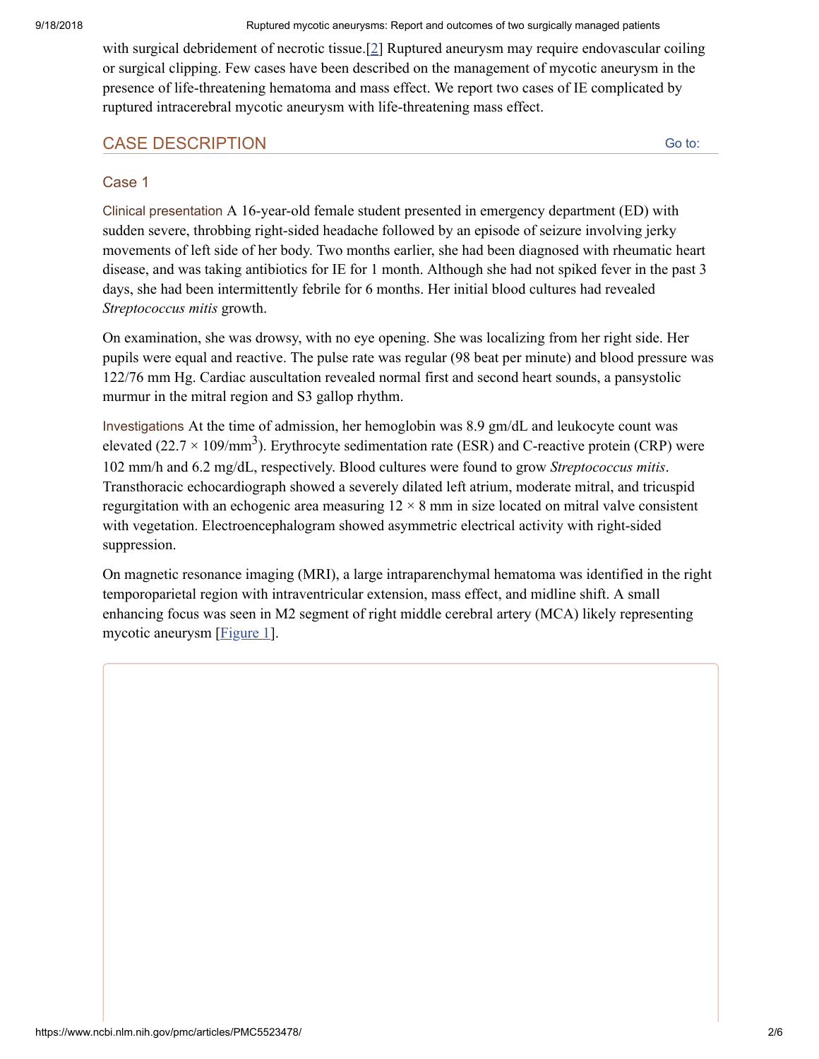with surgical debridement of necrotic tissue.[2] Ruptured aneurysm may require endovascular coiling or surgical clipping. Few cases have been described on the management of mycotic aneurysm in the presence of life-threatening hematoma and mass effect. We report two cases of IE complicated by ruptured intracerebral mycotic aneurysm with life-threatening mass effect.

## CASE DESCRIPTION

### Case 1

Clinical presentation A 16-year-old female student presented in emergency department (ED) with sudden severe, throbbing right-sided headache followed by an episode of seizure involving jerky movements of left side of her body. Two months earlier, she had been diagnosed with rheumatic heart disease, and was taking antibiotics for IE for 1 month. Although she had not spiked fever in the past 3 days, she had been intermittently febrile for 6 months. Her initial blood cultures had revealed *Streptococcus mitis* growth.

On examination, she was drowsy, with no eye opening. She was localizing from her right side. Her pupils were equal and reactive. The pulse rate was regular (98 beat per minute) and blood pressure was 122/76 mm Hg. Cardiac auscultation revealed normal first and second heart sounds, a pansystolic murmur in the mitral region and S3 gallop rhythm.

Investigations At the time of admission, her hemoglobin was 8.9 gm/dL and leukocyte count was elevated ($22.7 \times 109/mm^3$). Erythrocyte sedimentation rate (ESR) and C-reactive protein (CRP) were 102 mm/h and 6.2 mg/dL, respectively. Blood cultures were found to grow *Streptococcus mitis*. Transthoracic echocardiograph showed a severely dilated left atrium, moderate mitral, and tricuspid regurgitation with an echogenic area measuring 12 × 8 mm in size located on mitral valve consistent with vegetation. Electroencephalogram showed asymmetric electrical activity with right-sided suppression.

On magnetic resonance imaging (MRI), a large intraparenchymal hematoma was identified in the right temporoparietal region with intraventricular extension, mass effect, and midline shift. A small enhancing focus was seen in M2 segment of right middle cerebral artery (MCA) likely representing mycotic aneurysm [Figure 1].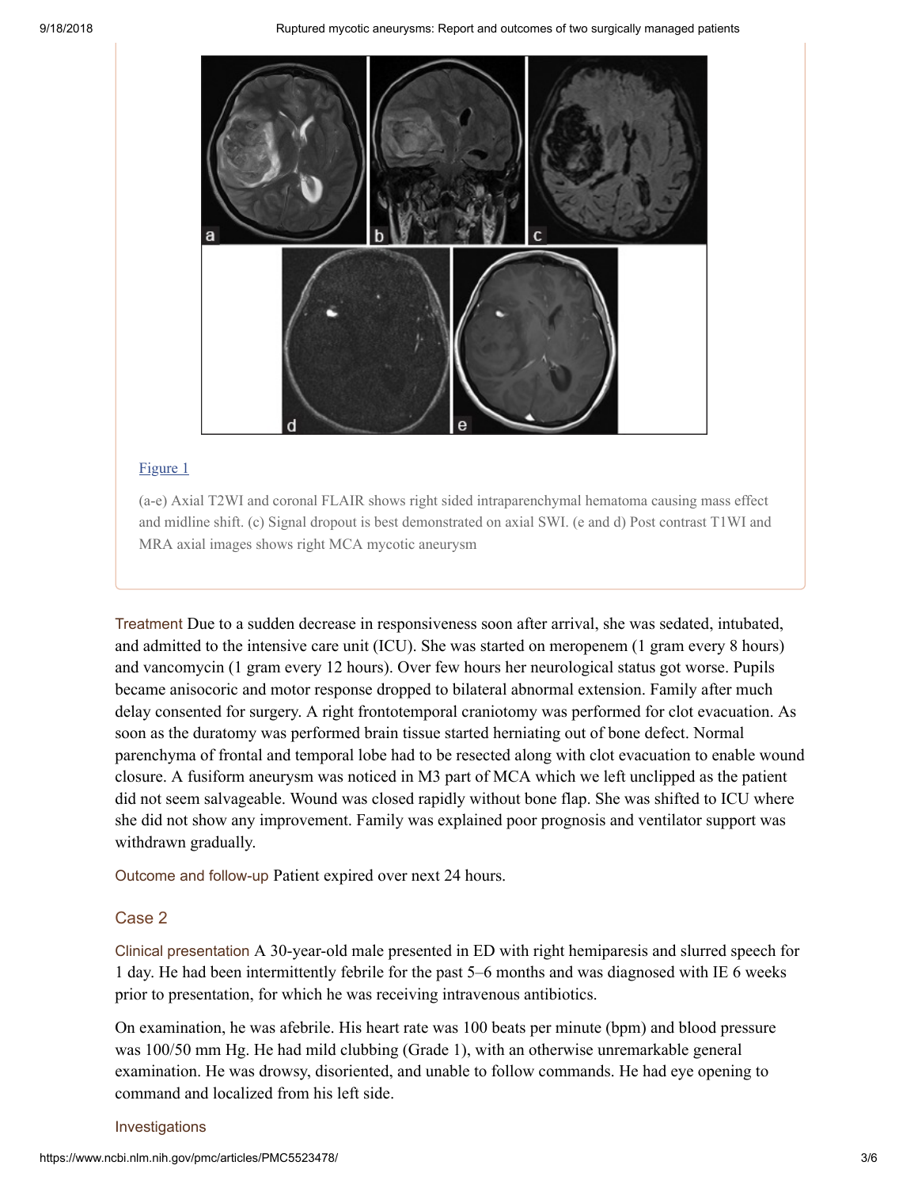[Figure 1](#)

(a-e) Axial T2WI and coronal FLAIR shows right sided intraparenchymal hematoma causing mass effect and midline shift. (c) Signal dropout is best demonstrated on axial SWI. (e and d) Post contrast T1WI and MRA axial images shows right MCA mycotic aneurysm

Treatment Due to a sudden decrease in responsiveness soon after arrival, she was sedated, intubated, and admitted to the intensive care unit (ICU). She was started on meropenem (1 gram every 8 hours) and vancomycin (1 gram every 12 hours). Over few hours her neurological status got worse. Pupils became anisocoric and motor response dropped to bilateral abnormal extension. Family after much delay consented for surgery. A right frontotemporal craniotomy was performed for clot evacuation. As soon as the duratomy was performed brain tissue started herniating out of bone defect. Normal parenchyma of frontal and temporal lobe had to be resected along with clot evacuation to enable wound closure. A fusiform aneurysm was noticed in M3 part of MCA which we left unclipped as the patient did not seem salvageable. Wound was closed rapidly without bone flap. She was shifted to ICU where she did not show any improvement. Family was explained poor prognosis and ventilator support was withdrawn gradually.

Outcome and follow-up Patient expired over next 24 hours.

## Case 2

Clinical presentation A 30-year-old male presented in ED with right hemiparesis and slurred speech for 1 day. He had been intermittently febrile for the past 5–6 months and was diagnosed with IE 6 weeks prior to presentation, for which he was receiving intravenous antibiotics.

On examination, he was afebrile. His heart rate was 100 beats per minute (bpm) and blood pressure was 100/50 mm Hg. He had mild clubbing (Grade 1), with an otherwise unremarkable general examination. He was drowsy, disoriented, and unable to follow commands. He had eye opening to command and localized from his left side.

Investigations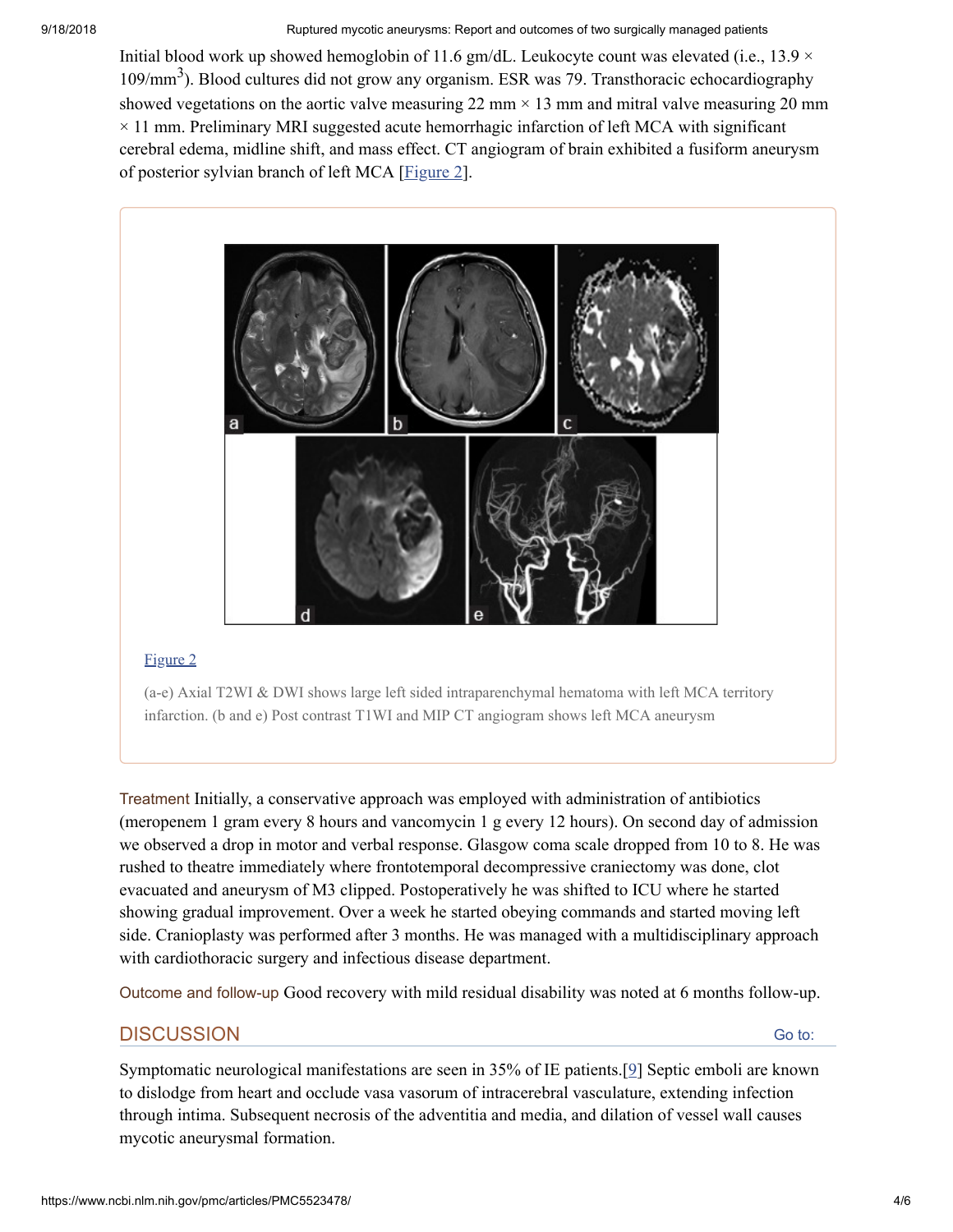Initial blood work up showed hemoglobin of 11.6 gm/dL. Leukocyte count was elevated (i.e., 13.9 × $10^9$/mm$^3$). Blood cultures did not grow any organism. ESR was 79. Transthoracic echocardiography showed vegetations on the aortic valve measuring 22 mm × 13 mm and mitral valve measuring 20 mm × 11 mm. Preliminary MRI suggested acute hemorrhagic infarction of left MCA with significant cerebral edema, midline shift, and mass effect. CT angiogram of brain exhibited a fusiform aneurysm of posterior sylvian branch of left MCA [Figure 2].

Figure 2

(a-e) Axial T2WI & DWI shows large left sided intraparenchymal hematoma with left MCA territory infarction. (b and e) Post contrast T1WI and MIP CT angiogram shows left MCA aneurysm

**Treatment** Initially, a conservative approach was employed with administration of antibiotics (meropenem 1 gram every 8 hours and vancomycin 1 g every 12 hours). On second day of admission we observed a drop in motor and verbal response. Glasgow coma scale dropped from 10 to 8. He was rushed to theatre immediately where frontotemporal decompressive craniectomy was done, clot evacuated and aneurysm of M3 clipped. Postoperatively he was shifted to ICU where he started showing gradual improvement. Over a week he started obeying commands and started moving left side. Cranioplasty was performed after 3 months. He was managed with a multidisciplinary approach with cardiothoracic surgery and infectious disease department.

**Outcome and follow-up** Good recovery with mild residual disability was noted at 6 months follow-up.

## DISCUSSION

Symptomatic neurological manifestations are seen in 35% of IE patients.[9] Septic emboli are known to dislodge from heart and occlude vasa vasorum of intracerebral vasculature, extending infection through intima. Subsequent necrosis of the adventitia and media, and dilation of vessel wall causes mycotic aneurysmal formation.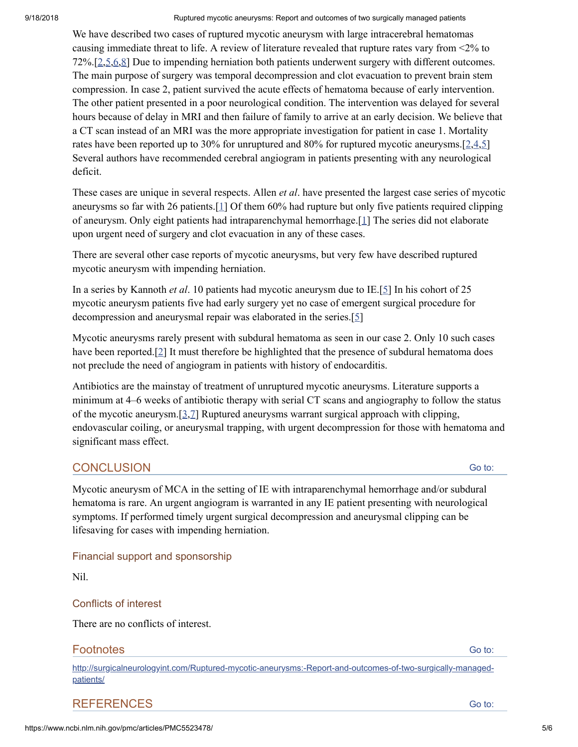We have described two cases of ruptured mycotic aneurysm with large intracerebral hematomas causing immediate threat to life. A review of literature revealed that rupture rates vary from <2% to 72%.[2,5,6,8] Due to impending herniation both patients underwent surgery with different outcomes. The main purpose of surgery was temporal decompression and clot evacuation to prevent brain stem compression. In case 2, patient survived the acute effects of hematoma because of early intervention. The other patient presented in a poor neurological condition. The intervention was delayed for several hours because of delay in MRI and then failure of family to arrive at an early decision. We believe that a CT scan instead of an MRI was the more appropriate investigation for patient in case 1. Mortality rates have been reported up to 30% for unruptured and 80% for ruptured mycotic aneurysms.[2,4,5] Several authors have recommended cerebral angiogram in patients presenting with any neurological deficit.

These cases are unique in several respects. Allen *et al*. have presented the largest case series of mycotic aneurysms so far with 26 patients.[1] Of them 60% had rupture but only five patients required clipping of aneurysm. Only eight patients had intraparenchymal hemorrhage.[1] The series did not elaborate upon urgent need of surgery and clot evacuation in any of these cases.

There are several other case reports of mycotic aneurysms, but very few have described ruptured mycotic aneurysm with impending herniation.

In a series by Kannoth *et al*. 10 patients had mycotic aneurysm due to IE.[5] In his cohort of 25 mycotic aneurysm patients five had early surgery yet no case of emergent surgical procedure for decompression and aneurysmal repair was elaborated in the series.[5]

Mycotic aneurysms rarely present with subdural hematoma as seen in our case 2. Only 10 such cases have been reported.[2] It must therefore be highlighted that the presence of subdural hematoma does not preclude the need of angiogram in patients with history of endocarditis.

Antibiotics are the mainstay of treatment of unruptured mycotic aneurysms. Literature supports a minimum at 4–6 weeks of antibiotic therapy with serial CT scans and angiography to follow the status of the mycotic aneurysm.[3,7] Ruptured aneurysms warrant surgical approach with clipping, endovascular coiling, or aneurysmal trapping, with urgent decompression for those with hematoma and significant mass effect.

## CONCLUSION

Mycotic aneurysm of MCA in the setting of IE with intraparenchymal hemorrhage and/or subdural hematoma is rare. An urgent angiogram is warranted in any IE patient presenting with neurological symptoms. If performed timely urgent surgical decompression and aneurysmal clipping can be lifesaving for cases with impending herniation.

### Financial support and sponsorship

Nil.

### Conflicts of interest

There are no conflicts of interest.

## Footnotes

http://surgicalneurologyint.com/Ruptured-mycotic-aneurysms:-Report-and-outcomes-of-two-surgically-managed-patients/

## REFERENCES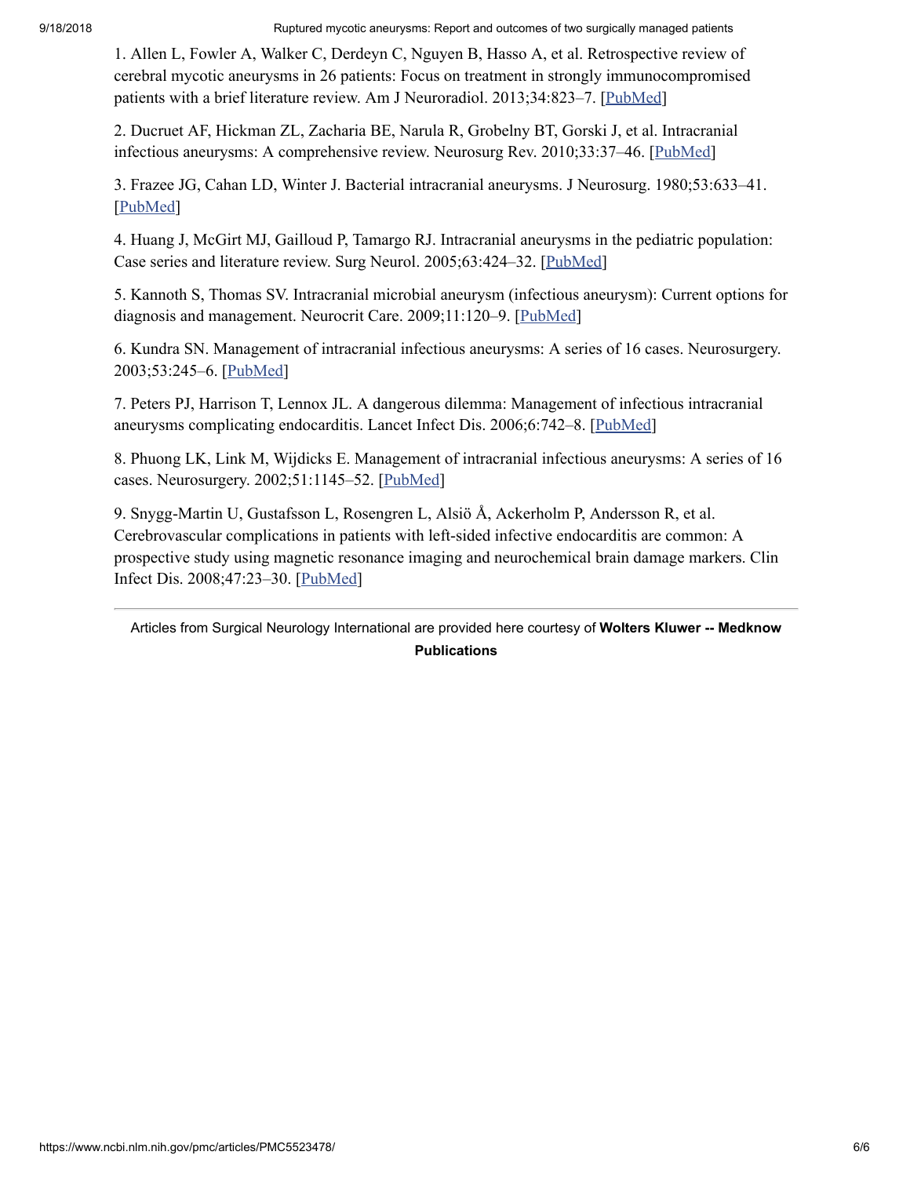1. Allen L, Fowler A, Walker C, Derdeyn C, Nguyen B, Hasso A, et al. Retrospective review of cerebral mycotic aneurysms in 26 patients: Focus on treatment in strongly immunocompromised patients with a brief literature review. Am J Neuroradiol. 2013;34:823–7. [PubMed]

2. Ducruet AF, Hickman ZL, Zacharia BE, Narula R, Grobelny BT, Gorski J, et al. Intracranial infectious aneurysms: A comprehensive review. Neurosurg Rev. 2010;33:37–46. [PubMed]

3. Frazee JG, Cahan LD, Winter J. Bacterial intracranial aneurysms. J Neurosurg. 1980;53:633–41. [PubMed]

4. Huang J, McGirt MJ, Gailloud P, Tamargo RJ. Intracranial aneurysms in the pediatric population: Case series and literature review. Surg Neurol. 2005;63:424–32. [PubMed]

5. Kannoth S, Thomas SV. Intracranial microbial aneurysm (infectious aneurysm): Current options for diagnosis and management. Neurocrit Care. 2009;11:120–9. [PubMed]

6. Kundra SN. Management of intracranial infectious aneurysms: A series of 16 cases. Neurosurgery. 2003;53:245–6. [PubMed]

7. Peters PJ, Harrison T, Lennox JL. A dangerous dilemma: Management of infectious intracranial aneurysms complicating endocarditis. Lancet Infect Dis. 2006;6:742–8. [PubMed]

8. Phuong LK, Link M, Wijdicks E. Management of intracranial infectious aneurysms: A series of 16 cases. Neurosurgery. 2002;51:1145–52. [PubMed]

9. Snygg-Martin U, Gustafsson L, Rosengren L, Alsiö Å, Ackerholm P, Andersson R, et al. Cerebrovascular complications in patients with left-sided infective endocarditis are common: A prospective study using magnetic resonance imaging and neurochemical brain damage markers. Clin Infect Dis. 2008;47:23–30. [PubMed]

---

Articles from Surgical Neurology International are provided here courtesy of **Wolters Kluwer -- Medknow Publications**